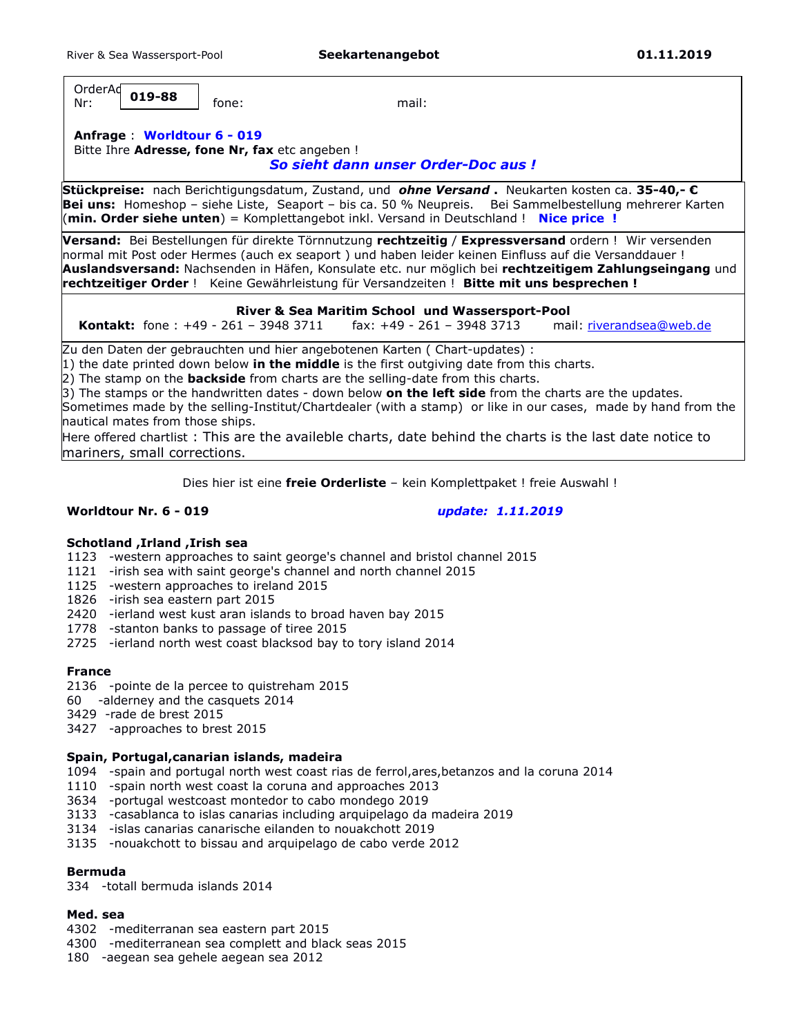River & Sea Wassersport-Pool **Seekartenangebot** **01.11.2019**

OrderAd Nr: **019-88** fone: mail:

**Anfrage** : **Worldtour 6 - 019**
Bitte Ihre **Adresse, fone Nr, fax** etc angeben !

***So sieht dann unser Order-Doc aus !***

**Stückpreise:** nach Berichtigungsdatum, Zustand, und ***ohne Versand*** **.** Neukarten kosten ca. **35-40,- €**
**Bei uns:** Homeshop – siehe Liste, Seaport – bis ca. 50 % Neupreis. Bei Sammelbestellung mehrerer Karten (**min. Order siehe unten**) = Komplettangebot inkl. Versand in Deutschland ! **Nice price !**

**Versand:** Bei Bestellungen für direkte Törnnutzung **rechtzeitig** / **Expressversand** ordern ! Wir versenden normal mit Post oder Hermes (auch ex seaport ) und haben leider keinen Einfluss auf die Versanddauer !
**Auslandsversand:** Nachsenden in Häfen, Konsulate etc. nur möglich bei **rechtzeitigem Zahlungseingang** und **rechtzeitiger Order** ! Keine Gewährleistung für Versandzeiten ! **Bitte mit uns besprechen !**

**River & Sea Maritim School und Wassersport-Pool**
**Kontakt:** fone : +49 - 261 – 3948 3711 fax: +49 - 261 – 3948 3713 mail: riverandsea@web.de

Zu den Daten der gebrauchten und hier angebotenen Karten ( Chart-updates) :
1) the date printed down below **in the middle** is the first outgiving date from this charts.
2) The stamp on the **backside** from charts are the selling-date from this charts.
3) The stamps or the handwritten dates - down below **on the left side** from the charts are the updates.
Sometimes made by the selling-Institut/Chartdealer (with a stamp) or like in our cases, made by hand from the nautical mates from those ships.
Here offered chartlist : This are the availeble charts, date behind the charts is the last date notice to mariners, small corrections.

Dies hier ist eine **freie Orderliste** – kein Komplettpaket ! freie Auswahl !

**Worldtour Nr. 6 - 019** ***update: 1.11.2019***

**Schotland ,Irland ,Irish sea**
1123 -western approaches to saint george's channel and bristol channel 2015
1121 -irish sea with saint george's channel and north channel 2015
1125 -western approaches to ireland 2015
1826 -irish sea eastern part 2015
2420 -ierland west kust aran islands to broad haven bay 2015
1778 -stanton banks to passage of tiree 2015
2725 -ierland north west coast blacksod bay to tory island 2014

**France**
2136 -pointe de la percee to quistreham 2015
60 -alderney and the casquets 2014
3429 -rade de brest 2015
3427 -approaches to brest 2015

**Spain, Portugal,canarian islands, madeira**
1094 -spain and portugal north west coast rias de ferrol,ares,betanzos and la coruna 2014
1110 -spain north west coast la coruna and approaches 2013
3634 -portugal westcoast montedor to cabo mondego 2019
3133 -casablanca to islas canarias including arquipelago da madeira 2019
3134 -islas canarias canarische eilanden to nouakchott 2019
3135 -nouakchott to bissau and arquipelago de cabo verde 2012

**Bermuda**
334 -totall bermuda islands 2014

**Med. sea**
4302 -mediterranan sea eastern part 2015
4300 -mediterranean sea complett and black seas 2015
180 -aegean sea gehele aegean sea 2012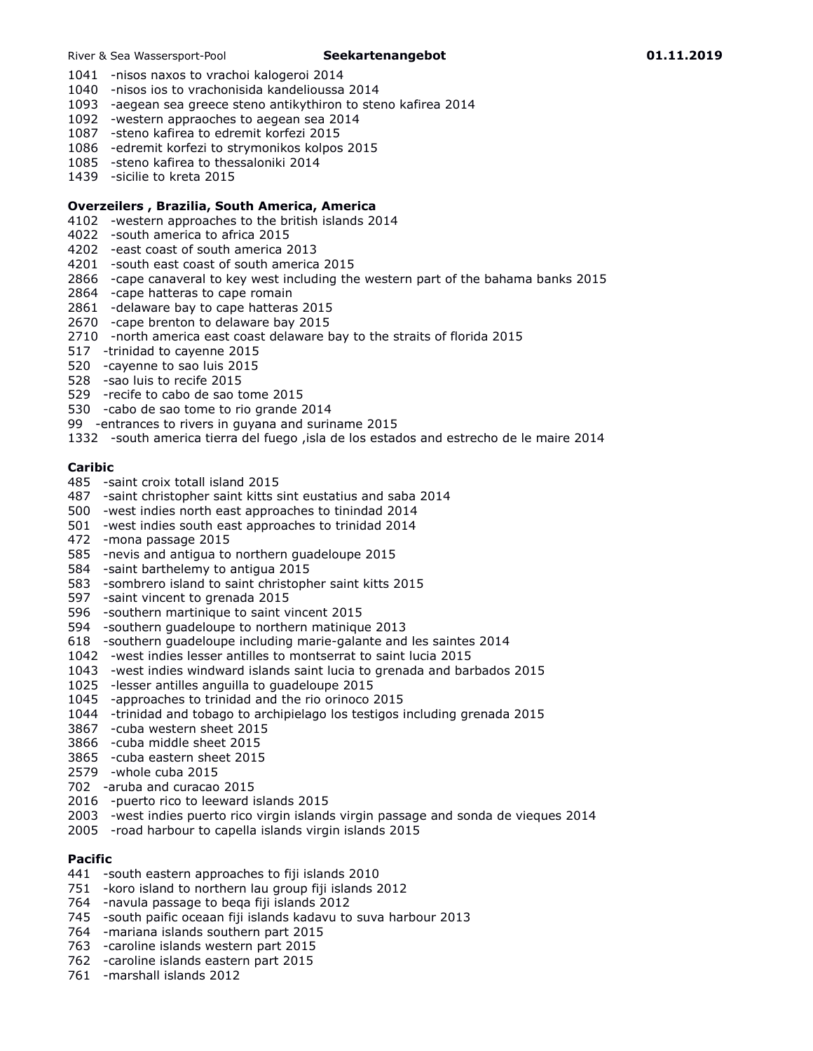1041 -nisos naxos to vrachoi kalogeroi 2014
1040 -nisos ios to vrachonisida kandelioussa 2014
1093 -aegean sea greece steno antikythiron to steno kafirea 2014
1092 -western appraoches to aegean sea 2014
1087 -steno kafirea to edremit korfezi 2015
1086 -edremit korfezi to strymonikos kolpos 2015
1085 -steno kafirea to thessaloniki 2014
1439 -sicilie to kreta 2015

**Overzeilers , Brazilia, South America, America**

4102 -western approaches to the british islands 2014
4022 -south america to africa 2015
4202 -east coast of south america 2013
4201 -south east coast of south america 2015
2866 -cape canaveral to key west including the western part of the bahama banks 2015
2864 -cape hatteras to cape romain
2861 -delaware bay to cape hatteras 2015
2670 -cape brenton to delaware bay 2015
2710 -north america east coast delaware bay to the straits of florida 2015
517 -trinidad to cayenne 2015
520 -cayenne to sao luis 2015
528 -sao luis to recife 2015
529 -recife to cabo de sao tome 2015
530 -cabo de sao tome to rio grande 2014
99 -entrances to rivers in guyana and suriname 2015
1332 -south america tierra del fuego ,isla de los estados and estrecho de le maire 2014

**Caribic**

485 -saint croix totall island 2015
487 -saint christopher saint kitts sint eustatius and saba 2014
500 -west indies north east approaches to tinindad 2014
501 -west indies south east approaches to trinidad 2014
472 -mona passage 2015
585 -nevis and antigua to northern guadeloupe 2015
584 -saint barthelemy to antigua 2015
583 -sombrero island to saint christopher saint kitts 2015
597 -saint vincent to grenada 2015
596 -southern martinique to saint vincent 2015
594 -southern guadeloupe to northern matinique 2013
618 -southern guadeloupe including marie-galante and les saintes 2014
1042 -west indies lesser antilles to montserrat to saint lucia 2015
1043 -west indies windward islands saint lucia to grenada and barbados 2015
1025 -lesser antilles anguilla to guadeloupe 2015
1045 -approaches to trinidad and the rio orinoco 2015
1044 -trinidad and tobago to archipielago los testigos including grenada 2015
3867 -cuba western sheet 2015
3866 -cuba middle sheet 2015
3865 -cuba eastern sheet 2015
2579 -whole cuba 2015
702 -aruba and curacao 2015
2016 -puerto rico to leeward islands 2015
2003 -west indies puerto rico virgin islands virgin passage and sonda de vieques 2014
2005 -road harbour to capella islands virgin islands 2015

**Pacific**

441 -south eastern approaches to fiji islands 2010
751 -koro island to northern lau group fiji islands 2012
764 -navula passage to beqa fiji islands 2012
745 -south paific oceaan fiji islands kadavu to suva harbour 2013
764 -mariana islands southern part 2015
763 -caroline islands western part 2015
762 -caroline islands eastern part 2015
761 -marshall islands 2012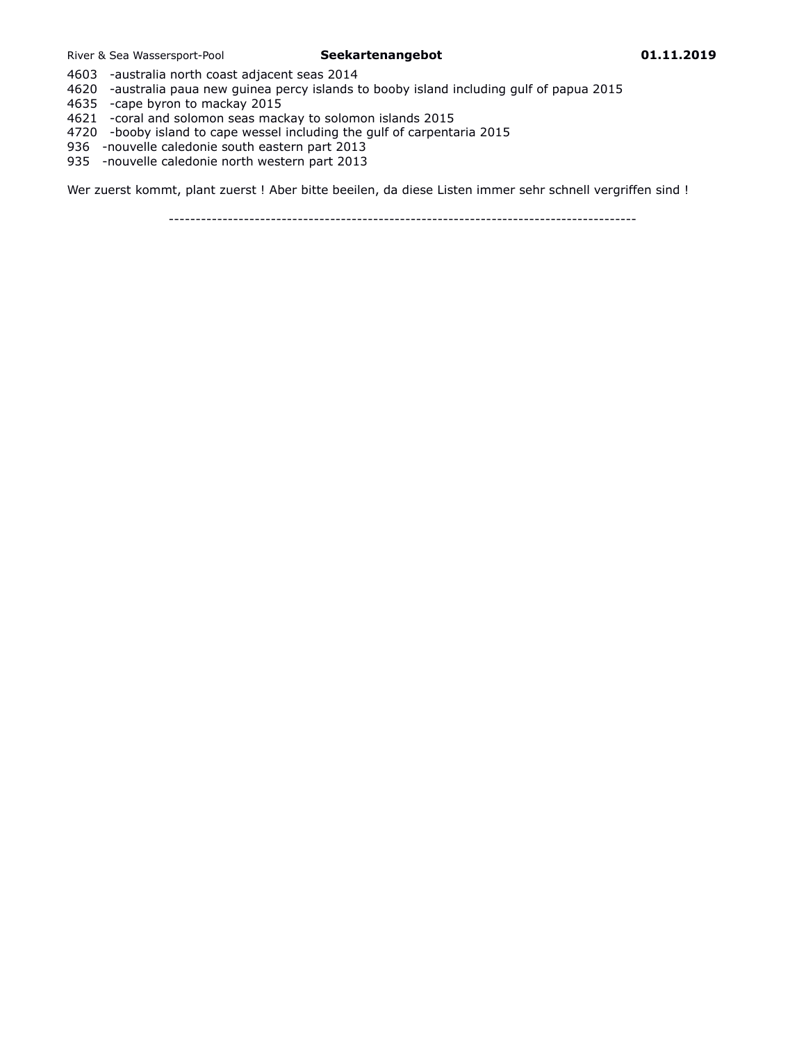4603 -australia north coast adjacent seas 2014

4620 -australia paua new guinea percy islands to booby island including gulf of papua 2015

4635 -cape byron to mackay 2015

4621 -coral and solomon seas mackay to solomon islands 2015

4720 -booby island to cape wessel including the gulf of carpentaria 2015

936 -nouvelle caledonie south eastern part 2013

935 -nouvelle caledonie north western part 2013

Wer zuerst kommt, plant zuerst ! Aber bitte beeilen, da diese Listen immer sehr schnell vergriffen sind !

---